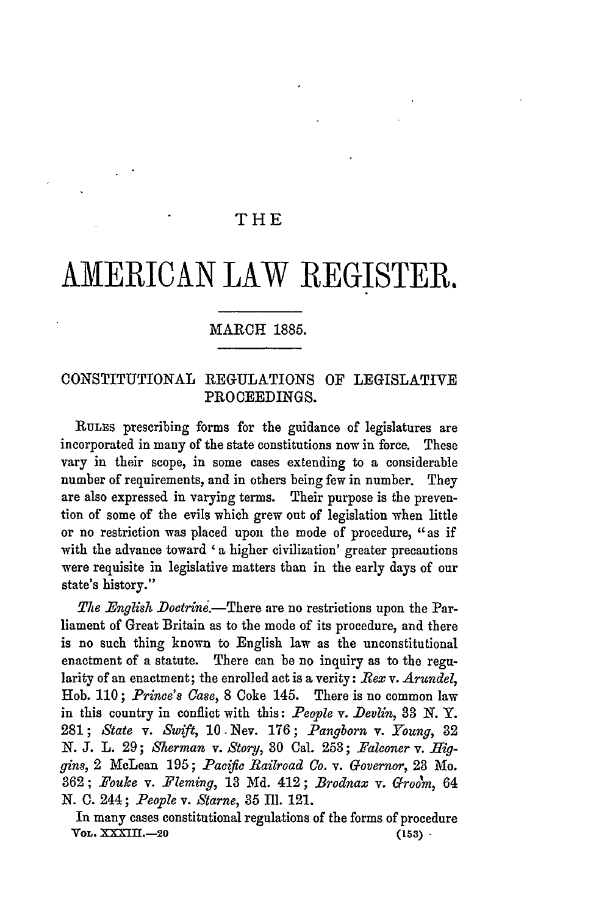# THE

# AMERICAN LAW REGISTER.

MARCH 1885.

## CONSTITUTIONAL REGULATIONS OF LEGISLATIVE PROCEEDINGS.

RULES prescribing forms for the guidance of legislatures are incorporated in many of the state constitutions now in force. These vary in their scope, in some cases extending to a considerable number of requirements, and in others being few in number. They are also expressed in varying terms. Their purpose is the prevention of some of the evils which grew out of legislation when little or no restriction was placed upon the mode of procedure, "as if with the advance toward 'a higher civilization' greater precautions were requisite in legislative matters than in the early days of our state's history."

*The English Doctrine.*—There are no restrictions upon the Parliament of Great Britain as to the mode of its procedure, and there is no such thing known to English law as the unconstitutional enactment of a statute. There can be no inquiry as to the regularity of an enactment; the enrolled act is a verity: *Rex* v. *Arundel*, Hob. 110; *Prince's Case*, 8 Coke 145. There is no common law in this country in conflict with this: *People* v. *Devlin*, 33 N. Y. 281; *State* v. *Swift*, 10 Nev. 176; *Pangborn* v. *Young*, 32 N. J. L. 29; *Sherman* v. *Story*, 30 Cal. 253; *Falconer* v. *Higgins*, 2 McLean 195; *Pacific Railroad Co.* v. *Governor*, 23 Mo. 362; *Fouke* v. *Fleming*, 13 Md. 412; *Brodnax* v. *Groom*, 64 N. C. 244; *People* v. *Starne*, 35 Ill. 121.

In many cases constitutional regulations of the forms of procedure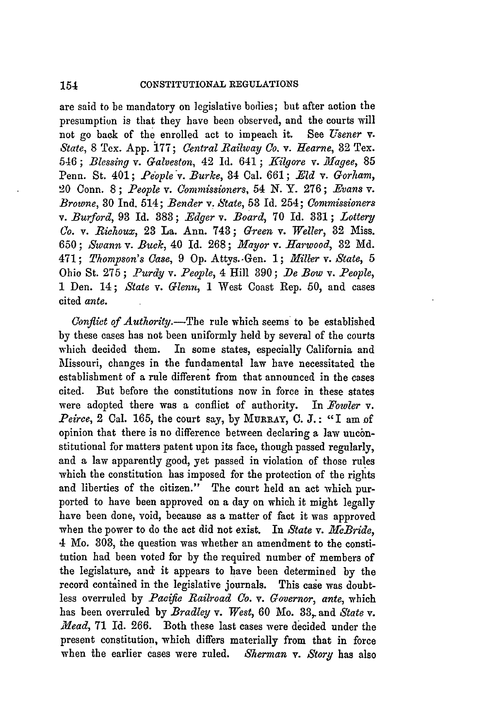are said to be mandatory on legislative bodies; but after action the presumption is that they have been observed, and the courts will not go back of the enrolled act to impeach it. See *Usener* v. *State*, 8 Tex. App. 177; *Central Railway Co.* v. *Hearne*, 32 Tex. 546; *Blessing* v. *Galveston*, 42 Id. 641; *Kilgore* v. *Magee*, 85 Penn. St. 401; *People* v. *Burke*, 34 Cal. 661; *Eld* v. *Gorham*, 20 Conn. 8; *People* v. *Commissioners*, 54 N. Y. 276; *Evans* v. *Browne*, 30 Ind. 514; *Bender* v. *State*, 53 Id. 254; *Commissioners* v. *Burford*, 93 Id. 383; *Edger* v. *Board*, 70 Id. 331; *Lottery Co.* v. *Richoux*, 23 La. Ann. 743; *Green* v. *Weller*, 32 Miss. 650; *Swann* v. *Buck*, 40 Id. 268; *Mayor* v. *Harwood*, 32 Md. 471; *Thompson's Case*, 9 Op. Attys.-Gen. 1; *Miller* v. *State*, 5 Ohio St. 275; *Purdy* v. *People*, 4 Hill 390; *De Bow* v. *People*, 1 Den. 14; *State* v. *Glenn*, 1 West Coast Rep. 50, and cases cited *ante*.

*Conflict of Authority.*—The rule which seems to be established by these cases has not been uniformly held by several of the courts which decided them. In some states, especially California and Missouri, changes in the fundamental law have necessitated the establishment of a rule different from that announced in the cases cited. But before the constitutions now in force in these states were adopted there was a conflict of authority. In *Fowler* v. *Peirce*, 2 Cal. 165, the court say, by MURRAY, C. J.: "I am of opinion that there is no difference between declaring a law unconstitutional for matters patent upon its face, though passed regularly, and a law apparently good, yet passed in violation of those rules which the constitution has imposed for the protection of the rights and liberties of the citizen." The court held an act which purported to have been approved on a day on which it might legally have been done, void, because as a matter of fact it was approved when the power to do the act did not exist. In *State* v. *McBride*, 4 Mo. 303, the question was whether an amendment to the constitution had been voted for by the required number of members of the legislature, and it appears to have been determined by the record contained in the legislative journals. This case was doubtless overruled by *Pacific Railroad Co.* v. *Governor*, *ante*, which has been overruled by *Bradley* v. *West*, 60 Mo. 33, and *State* v. *Mead*, 71 Id. 266. Both these last cases were decided under the present constitution, which differs materially from that in force when the earlier cases were ruled. *Sherman* v. *Story* has also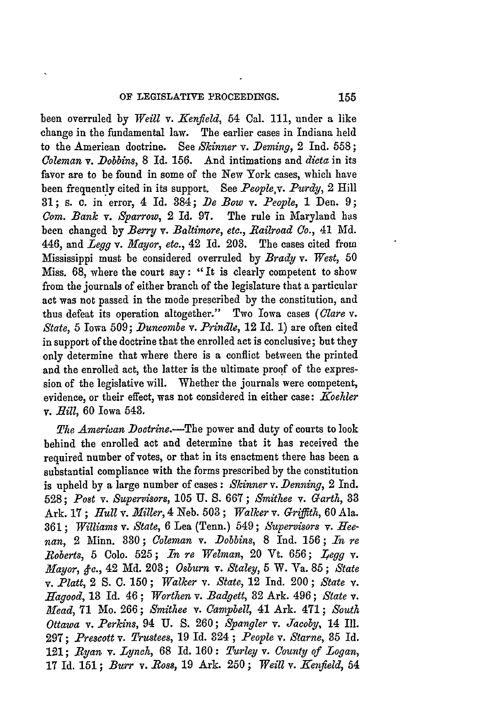been overruled by *Weill* v. *Kenfield*, 54 Cal. 111, under a like change in the fundamental law. The earlier cases in Indiana held to the American doctrine. See *Skinner* v. *Deming*, 2 Ind. 558; *Coleman* v. *Dobbins*, 8 Id. 156. And intimations and *dicta* in its favor are to be found in some of the New York cases, which have been frequently cited in its support. See *People* v. *Purdy*, 2 Hill 31; s. c. in error, 4 Id. 384; *De Bow* v. *People*, 1 Den. 9; *Com. Bank* v. *Sparrow*, 2 Id. 97. The rule in Maryland has been changed by *Berry* v. *Baltimore, etc., Railroad Co.*, 41 Md. 446, and *Legg* v. *Mayor, etc.*, 42 Id. 203. The cases cited from Mississippi must be considered overruled by *Brady* v. *West*, 50 Miss. 68, where the court say: "It is clearly competent to show from the journals of either branch of the legislature that a particular act was not passed in the mode prescribed by the constitution, and thus defeat its operation altogether." Two Iowa cases (*Clare* v. *State*, 5 Iowa 509; *Duncombe* v. *Prindle*, 12 Id. 1) are often cited in support of the doctrine that the enrolled act is conclusive; but they only determine that where there is a conflict between the printed and the enrolled act, the latter is the ultimate proof of the expression of the legislative will. Whether the journals were competent, evidence, or their effect, was not considered in either case: *Koehler* v. *Hill*, 60 Iowa 543.

*The American Doctrine.*—The power and duty of courts to look behind the enrolled act and determine that it has received the required number of votes, or that in its enactment there has been a substantial compliance with the forms prescribed by the constitution is upheld by a large number of cases: *Skinner* v. *Denning*, 2 Ind. 528; *Post* v. *Supervisors*, 105 U. S. 667; *Smithee* v. *Garth*, 33 Ark. 17; *Hull* v. *Miller*, 4 Neb. 503; *Walker* v. *Griffith*, 60 Ala. 361; *Williams* v. *State*, 6 Lea (Tenn.) 549; *Supervisors* v. *Heenan*, 2 Minn. 330; *Coleman* v. *Dobbins*, 8 Ind. 156; *In re Roberts*, 5 Colo. 525; *In re Welman*, 20 Vt. 656; *Legg* v. *Mayor, &c.*, 42 Md. 203; *Osburn* v. *Staley*, 5 W. Va. 85; *State* v. *Platt*, 2 S. C. 150; *Walker* v. *State*, 12 Ind. 200; *State* v. *Hagood*, 13 Id. 46; *Worthen* v. *Badgett*, 32 Ark. 496; *State* v. *Mead*, 71 Mo. 266; *Smithee* v. *Campbell*, 41 Ark. 471; *South Ottawa* v. *Perkins*, 94 U. S. 260; *Spangler* v. *Jacoby*, 14 Ill. 297; *Prescott* v. *Trustees*, 19 Id. 324; *People* v. *Starne*, 35 Id. 121; *Ryan* v. *Lynch*, 68 Id. 160: *Turley* v. *County of Logan*, 17 Id. 151; *Burr* v. *Ross*, 19 Ark. 250; *Weill* v. *Kenfield*, 54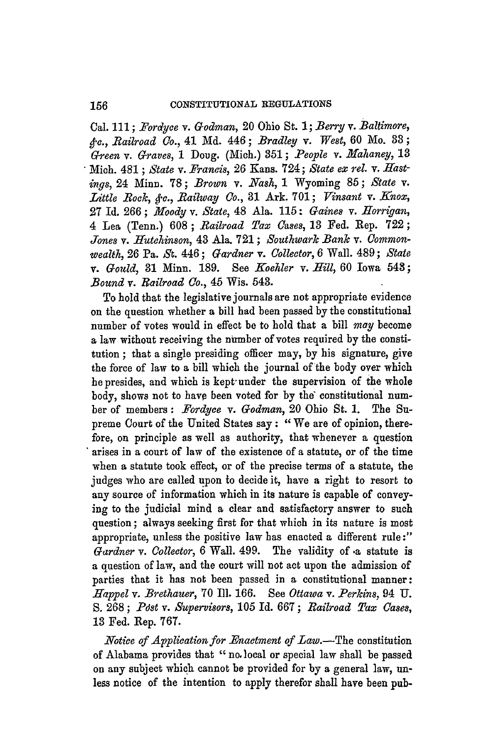Cal. 111; *Fordyce* v. *Godman*, 20 Ohio St. 1; *Berry* v. *Baltimore, &c., Railroad Co.*, 41 Md. 446; *Bradley* v. *West*, 60 Mo. 33; *Green* v. *Graves*, 1 Doug. (Mich.) 351; *People* v. *Mahaney*, 13 Mich. 481; *State* v. *Francis*, 26 Kans. 724; *State ex rel.* v. *Hastings*, 24 Minn. 78; *Brown* v. *Nash*, 1 Wyoming 85; *State* v. *Little Rock, &c., Railway Co.*, 31 Ark. 701; *Vinsant* v. *Knox*, 27 Id. 266; *Moody* v. *State*, 48 Ala. 115: *Gaines* v. *Horrigan*, 4 Lea (Tenn.) 608; *Railroad Tax Cases*, 13 Fed. Rep. 722; *Jones* v. *Hutchinson*, 43 Ala. 721; *Southwark Bank* v. *Commonwealth*, 26 Pa. St. 446; *Gardner* v. *Collector*, 6 Wall. 489; *State* v. *Gould*, 31 Minn. 189. See *Koehler* v. *Hill*, 60 Iowa 543; *Bound* v. *Railroad Co.*, 45 Wis. 543.

To hold that the legislative journals are not appropriate evidence on the question whether a bill had been passed by the constitutional number of votes would in effect be to hold that a bill *may* become a law without receiving the number of votes required by the constitution; that a single presiding officer may, by his signature, give the force of law to a bill which the journal of the body over which he presides, and which is kept under the supervision of the whole body, shows not to have been voted for by the constitutional number of members: *Fordyce* v. *Godman*, 20 Ohio St. 1. The Supreme Court of the United States say: "We are of opinion, therefore, on principle as well as authority, that whenever a question arises in a court of law of the existence of a statute, or of the time when a statute took effect, or of the precise terms of a statute, the judges who are called upon to decide it, have a right to resort to any source of information which in its nature is capable of conveying to the judicial mind a clear and satisfactory answer to such question; always seeking first for that which in its nature is most appropriate, unless the positive law has enacted a different rule:" *Gardner* v. *Collector*, 6 Wall. 499. The validity of a statute is a question of law, and the court will not act upon the admission of parties that it has not been passed in a constitutional manner: *Happel* v. *Brethauer*, 70 Ill. 166. See *Ottawa* v. *Perkins*, 94 U. S. 268; *Post* v. *Supervisors*, 105 Id. 667; *Railroad Tax Cases*, 13 Fed. Rep. 767.

*Notice of Application for Enactment of Law.*—The constitution of Alabama provides that "no local or special law shall be passed on any subject which cannot be provided for by a general law, unless notice of the intention to apply therefor shall have been pub-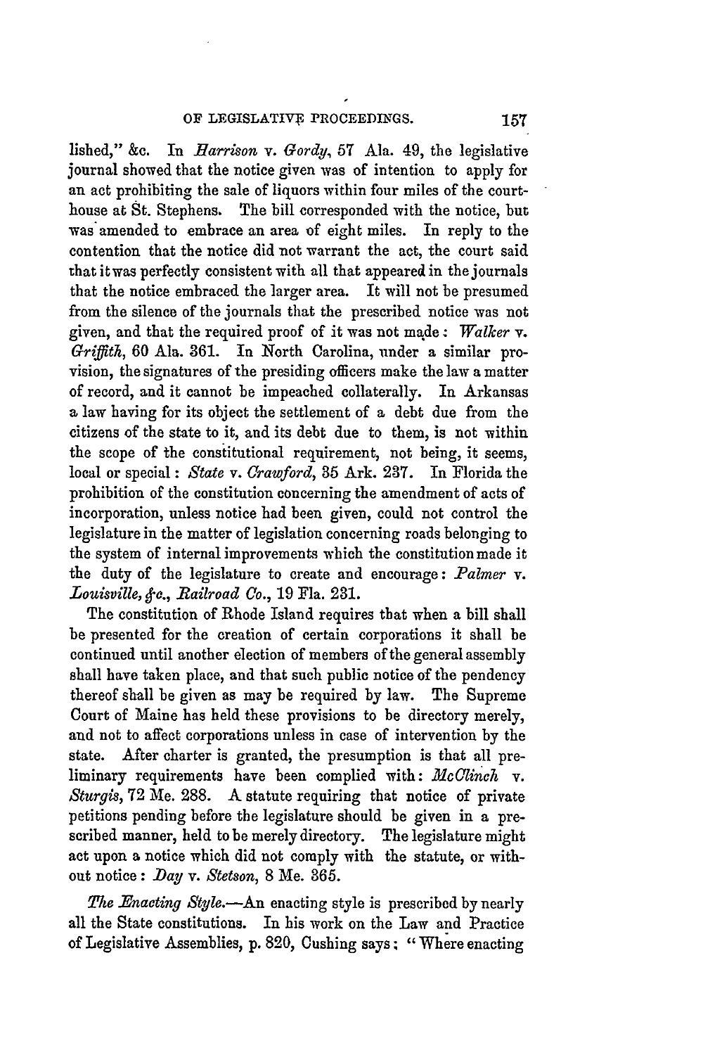lished," &c. In *Harrison* v. *Gordy*, 57 Ala. 49, the legislative journal showed that the notice given was of intention to apply for an act prohibiting the sale of liquors within four miles of the courthouse at St. Stephens. The bill corresponded with the notice, but was amended to embrace an area of eight miles. In reply to the contention that the notice did not warrant the act, the court said that it was perfectly consistent with all that appeared in the journals that the notice embraced the larger area. It will not be presumed from the silence of the journals that the prescribed notice was not given, and that the required proof of it was not made: *Walker* v. *Griffith*, 60 Ala. 361. In North Carolina, under a similar provision, the signatures of the presiding officers make the law a matter of record, and it cannot be impeached collaterally. In Arkansas a law having for its object the settlement of a debt due from the citizens of the state to it, and its debt due to them, is not within the scope of the constitutional requirement, not being, it seems, local or special: *State* v. *Crawford*, 35 Ark. 237. In Florida the prohibition of the constitution concerning the amendment of acts of incorporation, unless notice had been given, could not control the legislature in the matter of legislation concerning roads belonging to the system of internal improvements which the constitution made it the duty of the legislature to create and encourage: *Palmer* v. *Louisville, &c., Railroad Co.*, 19 Fla. 231.

The constitution of Rhode Island requires that when a bill shall be presented for the creation of certain corporations it shall be continued until another election of members of the general assembly shall have taken place, and that such public notice of the pendency thereof shall be given as may be required by law. The Supreme Court of Maine has held these provisions to be directory merely, and not to affect corporations unless in case of intervention by the state. After charter is granted, the presumption is that all preliminary requirements have been complied with: *McClinch* v. *Sturgis*, 72 Me. 288. A statute requiring that notice of private petitions pending before the legislature should be given in a prescribed manner, held to be merely directory. The legislature might act upon a notice which did not comply with the statute, or without notice: *Day* v. *Stetson*, 8 Me. 365.

*The Enacting Style.*—An enacting style is prescribed by nearly all the State constitutions. In his work on the Law and Practice of Legislative Assemblies, p. 820, Cushing says: "Where enacting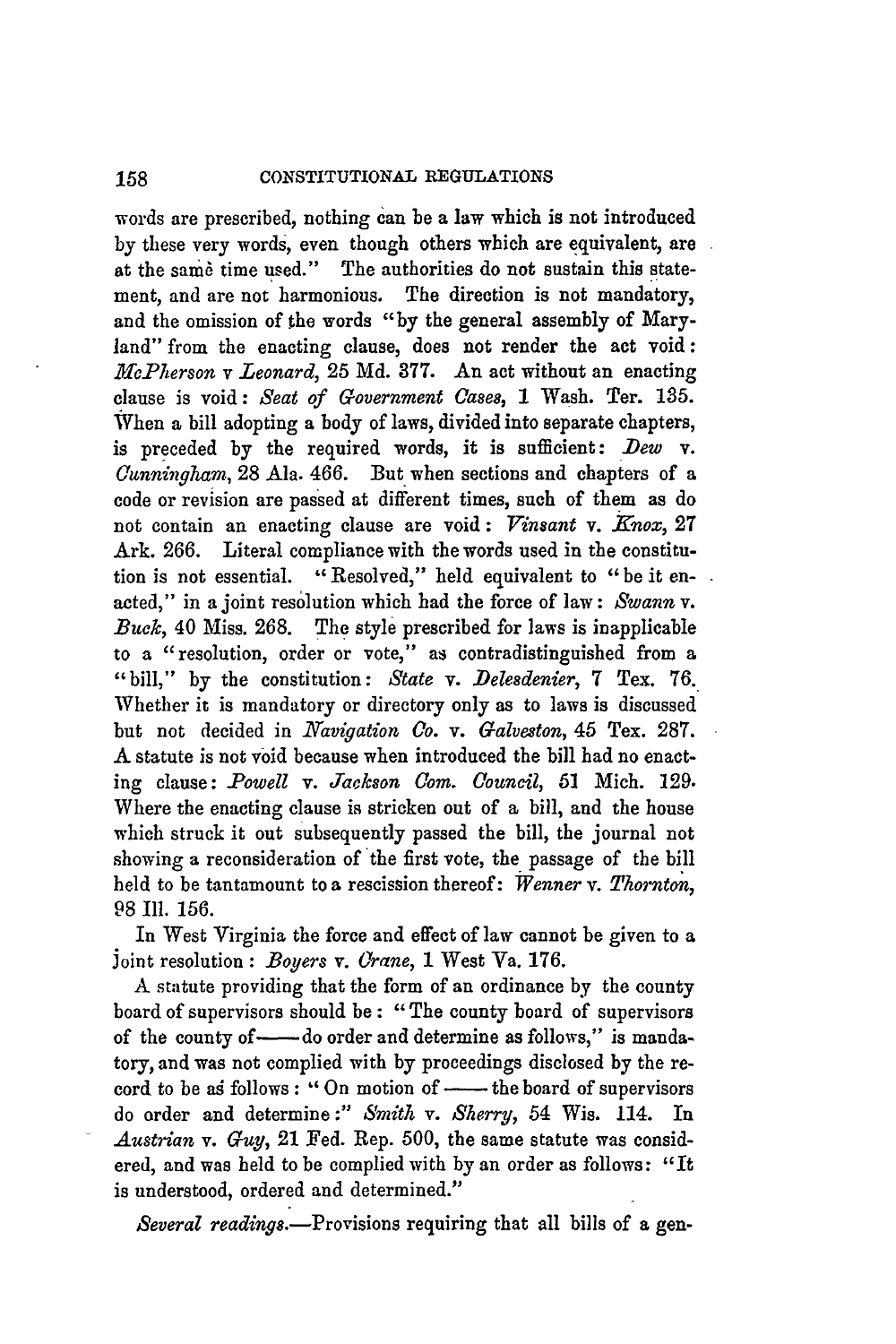words are prescribed, nothing can be a law which is not introduced by these very words, even though others which are equivalent, are at the same time used." The authorities do not sustain this statement, and are not harmonious. The direction is not mandatory, and the omission of the words "by the general assembly of Maryland" from the enacting clause, does not render the act void: *McPherson* v *Leonard*, 25 Md. 377. An act without an enacting clause is void: *Seat of Government Cases*, 1 Wash. Ter. 135. When a bill adopting a body of laws, divided into separate chapters, is preceded by the required words, it is sufficient: *Dew* v. *Cunningham*, 28 Ala. 466. But when sections and chapters of a code or revision are passed at different times, such of them as do not contain an enacting clause are void: *Vinsant* v. *Knox*, 27 Ark. 266. Literal compliance with the words used in the constitution is not essential. "Resolved," held equivalent to "be it enacted," in a joint resolution which had the force of law: *Swann* v. *Buck*, 40 Miss. 268. The style prescribed for laws is inapplicable to a "resolution, order or vote," as contradistinguished from a "bill," by the constitution: *State* v. *Delesdenier*, 7 Tex. 76. Whether it is mandatory or directory only as to laws is discussed but not decided in *Navigation Co.* v. *Galveston*, 45 Tex. 287. A statute is not void because when introduced the bill had no enacting clause: *Powell* v. *Jackson Com. Council*, 51 Mich. 129. Where the enacting clause is stricken out of a bill, and the house which struck it out subsequently passed the bill, the journal not showing a reconsideration of the first vote, the passage of the bill held to be tantamount to a rescission thereof: *Wenner* v. *Thornton*, 98 Ill. 156.

In West Virginia the force and effect of law cannot be given to a joint resolution: *Boyers* v. *Crane*, 1 West Va. 176.

A statute providing that the form of an ordinance by the county board of supervisors should be: "The county board of supervisors of the county of—— do order and determine as follows," is mandatory, and was not complied with by proceedings disclosed by the record to be as follows: "On motion of —— the board of supervisors do order and determine:" *Smith* v. *Sherry*, 54 Wis. 114. In *Austrian* v. *Guy*, 21 Fed. Rep. 500, the same statute was considered, and was held to be complied with by an order as follows: "It is understood, ordered and determined."

*Several readings.*—Provisions requiring that all bills of a gen-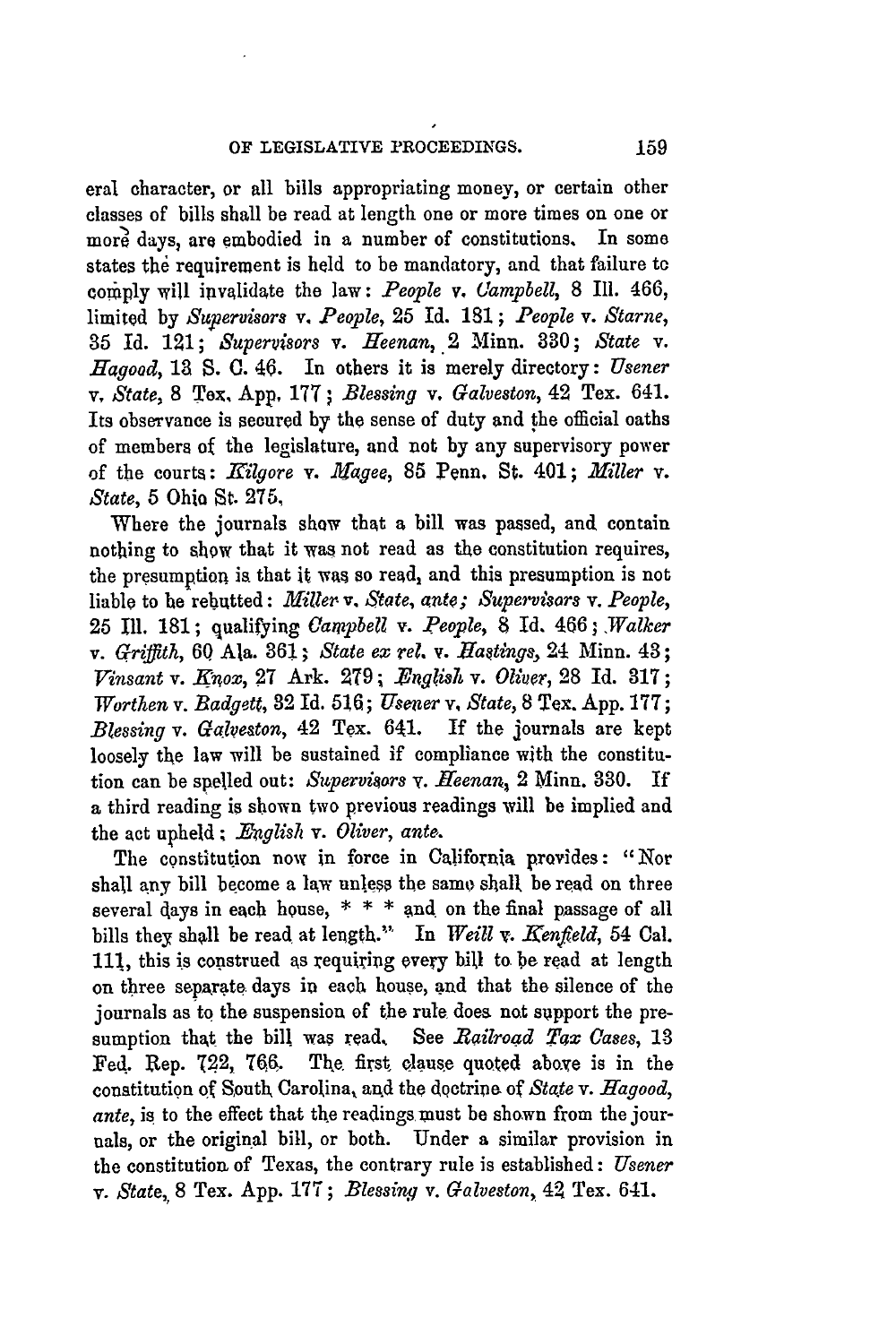eral character, or all bills appropriating money, or certain other classes of bills shall be read at length one or more times on one or more days, are embodied in a number of constitutions. In some states the requirement is held to be mandatory, and that failure to comply will invalidate the law: *People* v. *Campbell*, 8 Ill. 466, limited by *Supervisors* v. *People*, 25 Id. 181; *People* v. *Starne*, 35 Id. 121; *Supervisors* v. *Heenan*, 2 Minn. 330; *State* v. *Hagood*, 13 S. C. 46. In others it is merely directory: *Usener* v. *State*, 8 Tex. App. 177; *Blessing* v. *Galveston*, 42 Tex. 641. Its observance is secured by the sense of duty and the official oaths of members of the legislature, and not by any supervisory power of the courts: *Kilgore* v. *Magee*, 85 Penn. St. 401; *Miller* v. *State*, 5 Ohio St. 275.

Where the journals show that a bill was passed, and contain nothing to show that it was not read as the constitution requires, the presumption is that it was so read, and this presumption is not liable to be rebutted: *Miller* v. *State*, *ante*; *Supervisors* v. *People*, 25 Ill. 181; qualifying *Campbell* v. *People*, 8 Id. 466; *Walker* v. *Griffith*, 60 Ala. 361; *State ex rel.* v. *Hastings*, 24 Minn. 43; *Vinsant* v. *Knox*, 27 Ark. 279; *English* v. *Oliver*, 28 Id. 317; *Worthen* v. *Badgett*, 32 Id. 516; *Usener* v. *State*, 8 Tex. App. 177; *Blessing* v. *Galveston*, 42 Tex. 641. If the journals are kept loosely the law will be sustained if compliance with the constitution can be spelled out: *Supervisors* v. *Heenan*, 2 Minn. 330. If a third reading is shown two previous readings will be implied and the act upheld; *English* v. *Oliver*, *ante*.

The constitution now in force in California provides: "Nor shall any bill become a law unless the same shall be read on three several days in each house, * * * and on the final passage of all bills they shall be read at length." In *Weill* v. *Kenfield*, 54 Cal. 111, this is construed as requiring every bill to be read at length on three separate days in each house, and that the silence of the journals as to the suspension of the rule does not support the presumption that the bill was read. See *Railroad Tax Cases*, 13 Fed. Rep. 722, 766. The first clause quoted above is in the constitution of South Carolina, and the doctrine of *State* v. *Hagood*, *ante*, is to the effect that the readings must be shown from the journals, or the original bill, or both. Under a similar provision in the constitution of Texas, the contrary rule is established: *Usener* v. *State*, 8 Tex. App. 177; *Blessing* v. *Galveston*, 42 Tex. 641.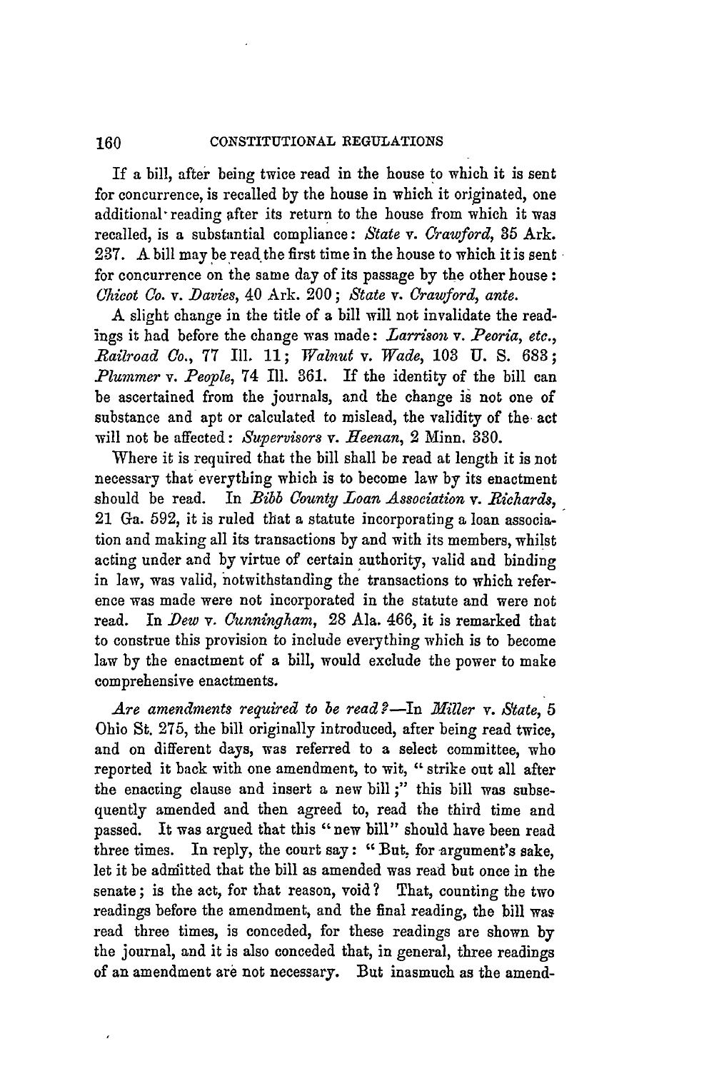If a bill, after being twice read in the house to which it is sent for concurrence, is recalled by the house in which it originated, one additional reading after its return to the house from which it was recalled, is a substantial compliance: *State* v. *Crawford*, 35 Ark. 237. A bill may be read the first time in the house to which it is sent for concurrence on the same day of its passage by the other house: *Chicot Co.* v. *Davies*, 40 Ark. 200; *State* v. *Crawford*, *ante*.

A slight change in the title of a bill will not invalidate the readings it had before the change was made: *Larrison* v. *Peoria, etc., Railroad Co.*, 77 Ill. 11; *Walnut* v. *Wade*, 103 U. S. 683; *Plummer* v. *People*, 74 Ill. 361. If the identity of the bill can be ascertained from the journals, and the change is not one of substance and apt or calculated to mislead, the validity of the act will not be affected: *Supervisors* v. *Heenan*, 2 Minn. 330.

Where it is required that the bill shall be read at length it is not necessary that everything which is to become law by its enactment should be read. In *Bibb County Loan Association* v. *Richards*, 21 Ga. 592, it is ruled that a statute incorporating a loan association and making all its transactions by and with its members, whilst acting under and by virtue of certain authority, valid and binding in law, was valid, notwithstanding the transactions to which reference was made were not incorporated in the statute and were not read. In *Dew* v. *Cunningham*, 28 Ala. 466, it is remarked that to construe this provision to include everything which is to become law by the enactment of a bill, would exclude the power to make comprehensive enactments.

*Are amendments required to be read?*—In *Miller* v. *State*, 5 Ohio St. 275, the bill originally introduced, after being read twice, and on different days, was referred to a select committee, who reported it back with one amendment, to wit, "strike out all after the enacting clause and insert a new bill;" this bill was subsequently amended and then agreed to, read the third time and passed. It was argued that this "new bill" should have been read three times. In reply, the court say: "But, for argument's sake, let it be admitted that the bill as amended was read but once in the senate; is the act, for that reason, void? That, counting the two readings before the amendment, and the final reading, the bill was read three times, is conceded, for these readings are shown by the journal, and it is also conceded that, in general, three readings of an amendment are not necessary. But inasmuch as the amend-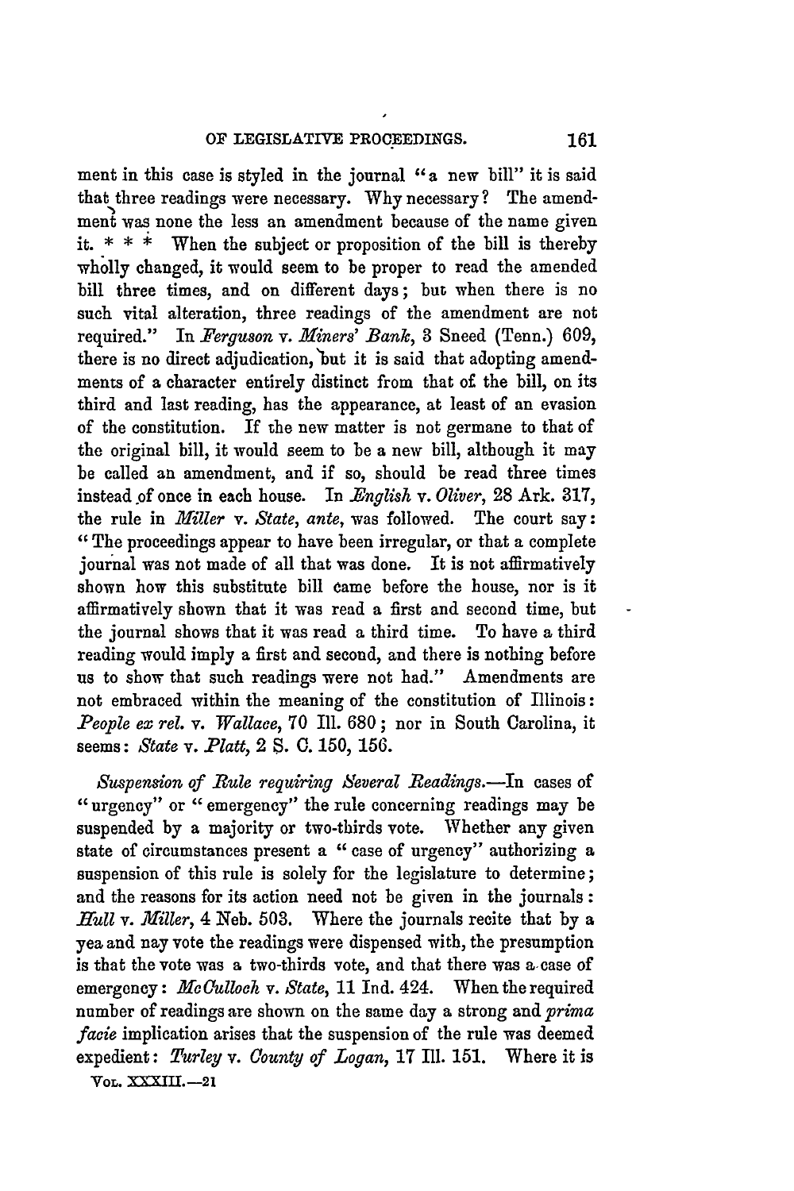ment in this case is styled in the journal "a new bill" it is said that three readings were necessary. Why necessary? The amendment was none the less an amendment because of the name given it. * * * When the subject or proposition of the bill is thereby wholly changed, it would seem to be proper to read the amended bill three times, and on different days; but when there is no such vital alteration, three readings of the amendment are not required." In *Ferguson* v. *Miners' Bank*, 3 Sneed (Tenn.) 609, there is no direct adjudication, but it is said that adopting amendments of a character entirely distinct from that of the bill, on its third and last reading, has the appearance, at least of an evasion of the constitution. If the new matter is not germane to that of the original bill, it would seem to be a new bill, although it may be called an amendment, and if so, should be read three times instead of once in each house. In *English* v. *Oliver*, 28 Ark. 317, the rule in *Miller* v. *State*, *ante*, was followed. The court say: "The proceedings appear to have been irregular, or that a complete journal was not made of all that was done. It is not affirmatively shown how this substitute bill came before the house, nor is it affirmatively shown that it was read a first and second time, but the journal shows that it was read a third time. To have a third reading would imply a first and second, and there is nothing before us to show that such readings were not had." Amendments are not embraced within the meaning of the constitution of Illinois: *People ex rel.* v. *Wallace*, 70 Ill. 680; nor in South Carolina, it seems: *State* v. *Platt*, 2 S. C. 150, 156.

*Suspension of Rule requiring Several Readings.*—In cases of "urgency" or "emergency" the rule concerning readings may be suspended by a majority or two-thirds vote. Whether any given state of circumstances present a "case of urgency" authorizing a suspension of this rule is solely for the legislature to determine; and the reasons for its action need not be given in the journals: *Hull* v. *Miller*, 4 Neb. 503. Where the journals recite that by a yea and nay vote the readings were dispensed with, the presumption is that the vote was a two-thirds vote, and that there was a case of emergency: *McCulloch* v. *State*, 11 Ind. 424. When the required number of readings are shown on the same day a strong and *prima facie* implication arises that the suspension of the rule was deemed expedient: *Turley* v. *County of Logan*, 17 Ill. 151. Where it is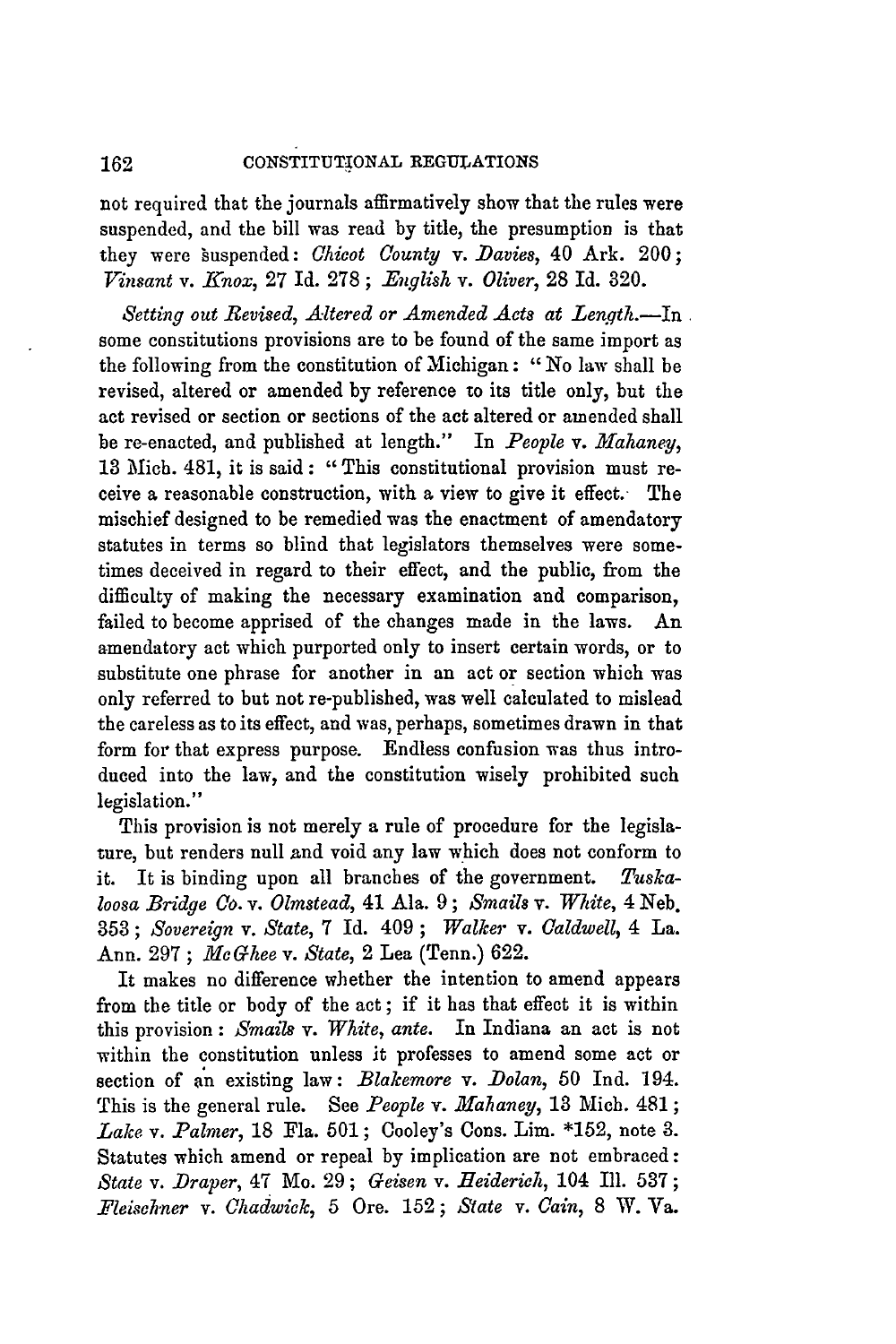not required that the journals affirmatively show that the rules were suspended, and the bill was read by title, the presumption is that they were suspended: *Chicot County* v. *Davies*, 40 Ark. 200; *Vinsant* v. *Knox*, 27 Id. 278; *English* v. *Oliver*, 28 Id. 320.

*Setting out Revised, Altered or Amended Acts at Length.*—In some constitutions provisions are to be found of the same import as the following from the constitution of Michigan: "No law shall be revised, altered or amended by reference to its title only, but the act revised or section or sections of the act altered or amended shall be re-enacted, and published at length." In *People* v. *Mahaney*, 13 Mich. 481, it is said: "This constitutional provision must receive a reasonable construction, with a view to give it effect. The mischief designed to be remedied was the enactment of amendatory statutes in terms so blind that legislators themselves were sometimes deceived in regard to their effect, and the public, from the difficulty of making the necessary examination and comparison, failed to become apprised of the changes made in the laws. An amendatory act which purported only to insert certain words, or to substitute one phrase for another in an act or section which was only referred to but not re-published, was well calculated to mislead the careless as to its effect, and was, perhaps, sometimes drawn in that form for that express purpose. Endless confusion was thus introduced into the law, and the constitution wisely prohibited such legislation."

This provision is not merely a rule of procedure for the legislature, but renders null and void any law which does not conform to it. It is binding upon all branches of the government. *Tuskaloosa Bridge Co.* v. *Olmstead*, 41 Ala. 9; *Smails* v. *White*, 4 Neb. 353; *Sovereign* v. *State*, 7 Id. 409; *Walker* v. *Caldwell*, 4 La. Ann. 297; *McGhee* v. *State*, 2 Lea (Tenn.) 622.

It makes no difference whether the intention to amend appears from the title or body of the act; if it has that effect it is within this provision: *Smails* v. *White*, *ante*. In Indiana an act is not within the constitution unless it professes to amend some act or section of an existing law: *Blakemore* v. *Dolan*, 50 Ind. 194. This is the general rule. See *People* v. *Mahaney*, 13 Mich. 481; *Lake* v. *Palmer*, 18 Fla. 501; Cooley's Cons. Lim. *152, note 3. Statutes which amend or repeal by implication are not embraced: *State* v. *Draper*, 47 Mo. 29; *Geisen* v. *Heiderich*, 104 Ill. 537; *Fleischner* v. *Chadwick*, 5 Ore. 152; *State* v. *Cain*, 8 W. Va.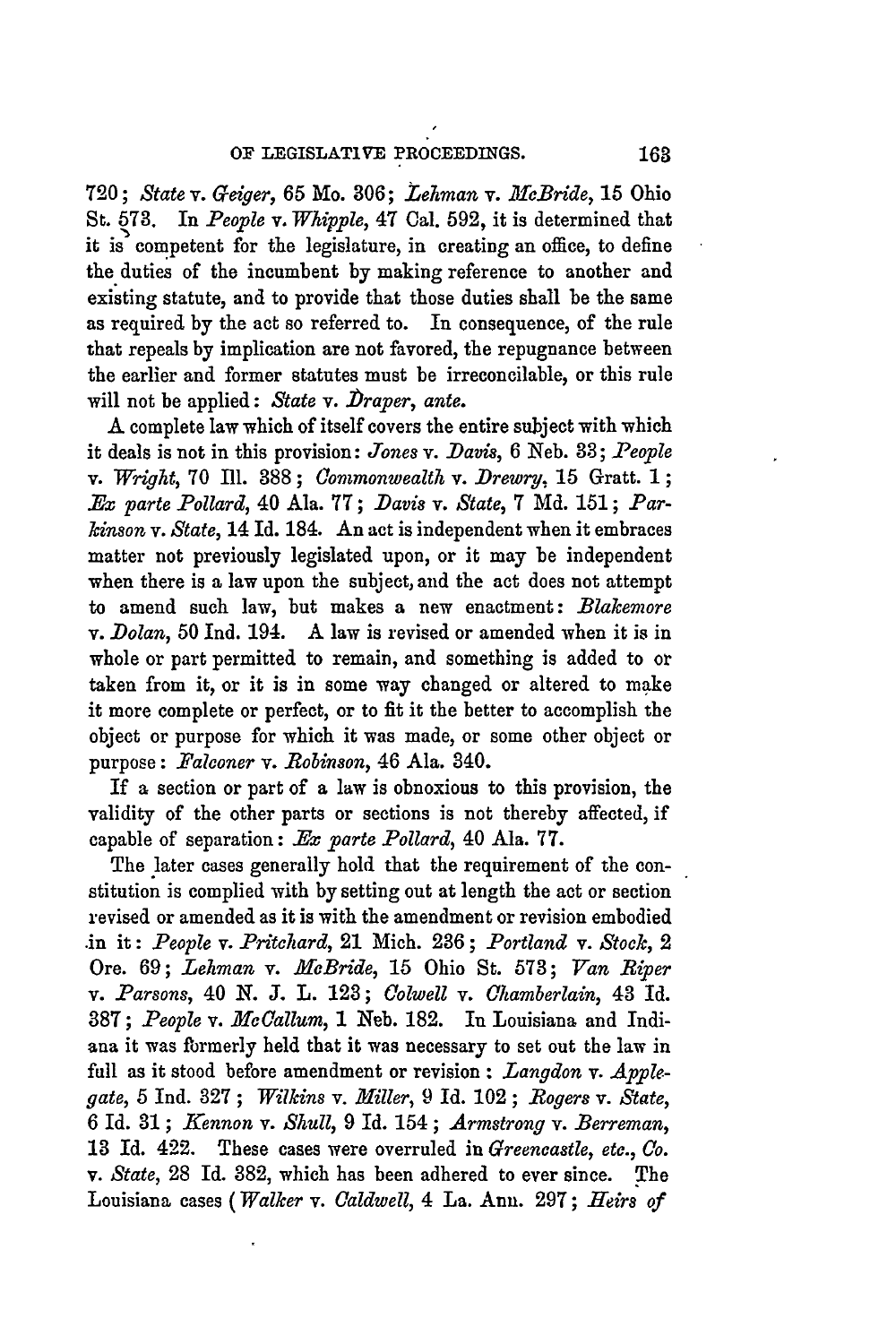720; *State* v. *Geiger*, 65 Mo. 306; *Lehman* v. *McBride*, 15 Ohio St. 573. In *People* v. *Whipple*, 47 Cal. 592, it is determined that it is competent for the legislature, in creating an office, to define the duties of the incumbent by making reference to another and existing statute, and to provide that those duties shall be the same as required by the act so referred to. In consequence, of the rule that repeals by implication are not favored, the repugnance between the earlier and former statutes must be irreconcilable, or this rule will not be applied: *State* v. *Draper*, *ante*.

A complete law which of itself covers the entire subject with which it deals is not in this provision: *Jones* v. *Davis*, 6 Neb. 33; *People* v. *Wright*, 70 Ill. 388; *Commonwealth* v. *Drewry*, 15 Gratt. 1; *Ex parte Pollard*, 40 Ala. 77; *Davis* v. *State*, 7 Md. 151; *Parkinson* v. *State*, 14 Id. 184. An act is independent when it embraces matter not previously legislated upon, or it may be independent when there is a law upon the subject, and the act does not attempt to amend such law, but makes a new enactment: *Blakemore* v. *Dolan*, 50 Ind. 194. A law is revised or amended when it is in whole or part permitted to remain, and something is added to or taken from it, or it is in some way changed or altered to make it more complete or perfect, or to fit it the better to accomplish the object or purpose for which it was made, or some other object or purpose: *Falconer* v. *Robinson*, 46 Ala. 340.

If a section or part of a law is obnoxious to this provision, the validity of the other parts or sections is not thereby affected, if capable of separation: *Ex parte Pollard*, 40 Ala. 77.

The later cases generally hold that the requirement of the constitution is complied with by setting out at length the act or section revised or amended as it is with the amendment or revision embodied in it: *People* v. *Pritchard*, 21 Mich. 236; *Portland* v. *Stock*, 2 Ore. 69; *Lehman* v. *McBride*, 15 Ohio St. 573; *Van Riper* v. *Parsons*, 40 N. J. L. 123; *Colwell* v. *Chamberlain*, 43 Id. 387; *People* v. *McCallum*, 1 Neb. 182. In Louisiana and Indiana it was formerly held that it was necessary to set out the law in full as it stood before amendment or revision: *Langdon* v. *Applegate*, 5 Ind. 327; *Wilkins* v. *Miller*, 9 Id. 102; *Rogers* v. *State*, 6 Id. 31; *Kennon* v. *Shull*, 9 Id. 154; *Armstrong* v. *Berreman*, 13 Id. 422. These cases were overruled in *Greencastle, etc., Co.* v. *State*, 28 Id. 382, which has been adhered to ever since. The Louisiana cases (*Walker* v. *Caldwell*, 4 La. Ann. 297; *Heirs of*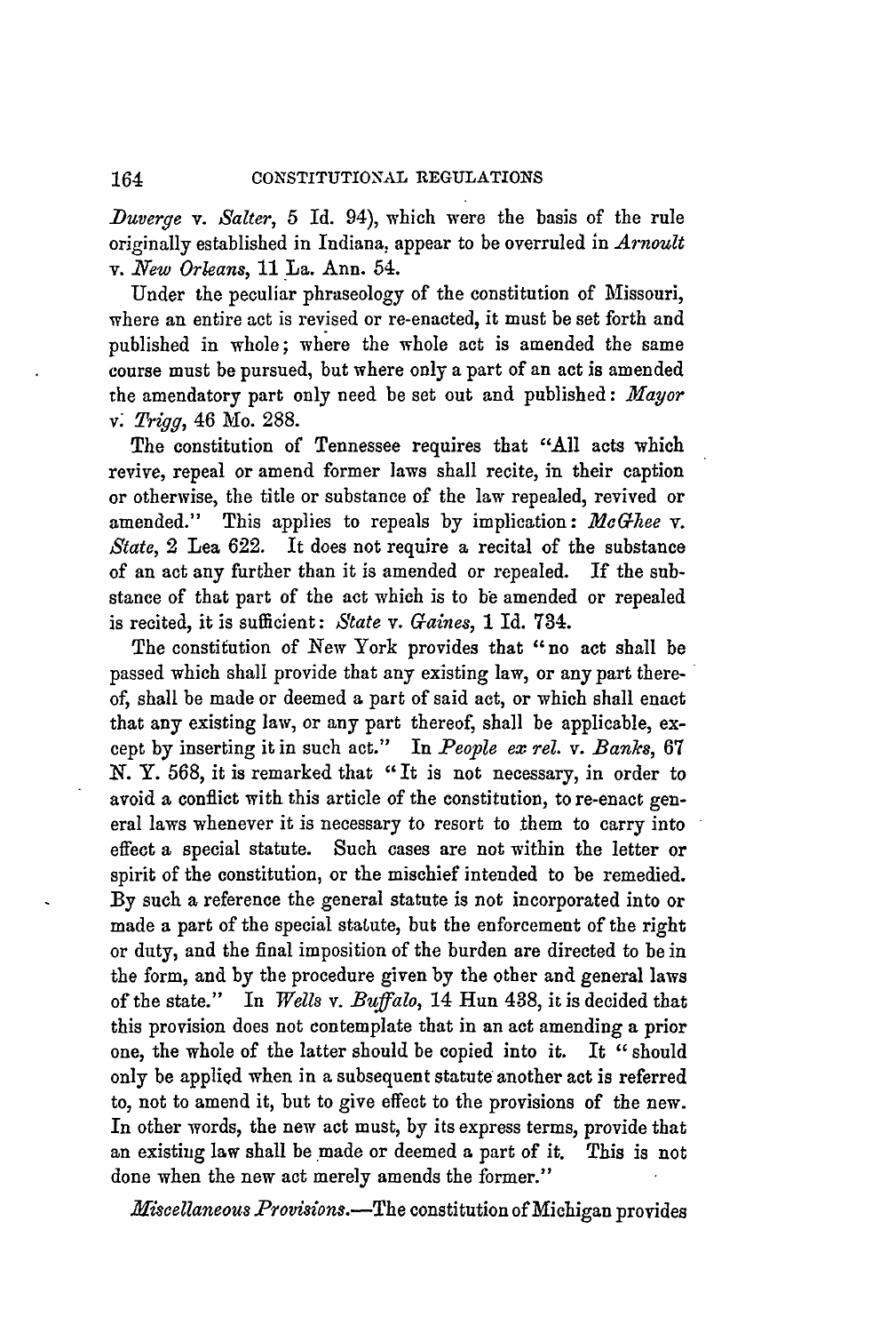*Duverge* v. *Salter*, 5 Id. 94), which were the basis of the rule originally established in Indiana, appear to be overruled in *Arnoult* v. *New Orleans*, 11 La. Ann. 54.

Under the peculiar phraseology of the constitution of Missouri, where an entire act is revised or re-enacted, it must be set forth and published in whole; where the whole act is amended the same course must be pursued, but where only a part of an act is amended the amendatory part only need be set out and published: *Mayor* v. *Trigg*, 46 Mo. 288.

The constitution of Tennessee requires that "All acts which revive, repeal or amend former laws shall recite, in their caption or otherwise, the title or substance of the law repealed, revived or amended." This applies to repeals by implication: *McGhee* v. *State*, 2 Lea 622. It does not require a recital of the substance of an act any further than it is amended or repealed. If the substance of that part of the act which is to be amended or repealed is recited, it is sufficient: *State* v. *Gaines*, 1 Id. 734.

The constitution of New York provides that "no act shall be passed which shall provide that any existing law, or any part thereof, shall be made or deemed a part of said act, or which shall enact that any existing law, or any part thereof, shall be applicable, except by inserting it in such act." In *People ex rel.* v. *Banks*, 67 N. Y. 568, it is remarked that "It is not necessary, in order to avoid a conflict with this article of the constitution, to re-enact general laws whenever it is necessary to resort to them to carry into effect a special statute. Such cases are not within the letter or spirit of the constitution, or the mischief intended to be remedied. By such a reference the general statute is not incorporated into or made a part of the special statute, but the enforcement of the right or duty, and the final imposition of the burden are directed to be in the form, and by the procedure given by the other and general laws of the state." In *Wells* v. *Buffalo*, 14 Hun 438, it is decided that this provision does not contemplate that in an act amending a prior one, the whole of the latter should be copied into it. It "should only be applied when in a subsequent statute another act is referred to, not to amend it, but to give effect to the provisions of the new. In other words, the new act must, by its express terms, provide that an existing law shall be made or deemed a part of it. This is not done when the new act merely amends the former."

*Miscellaneous Provisions.*—The constitution of Michigan provides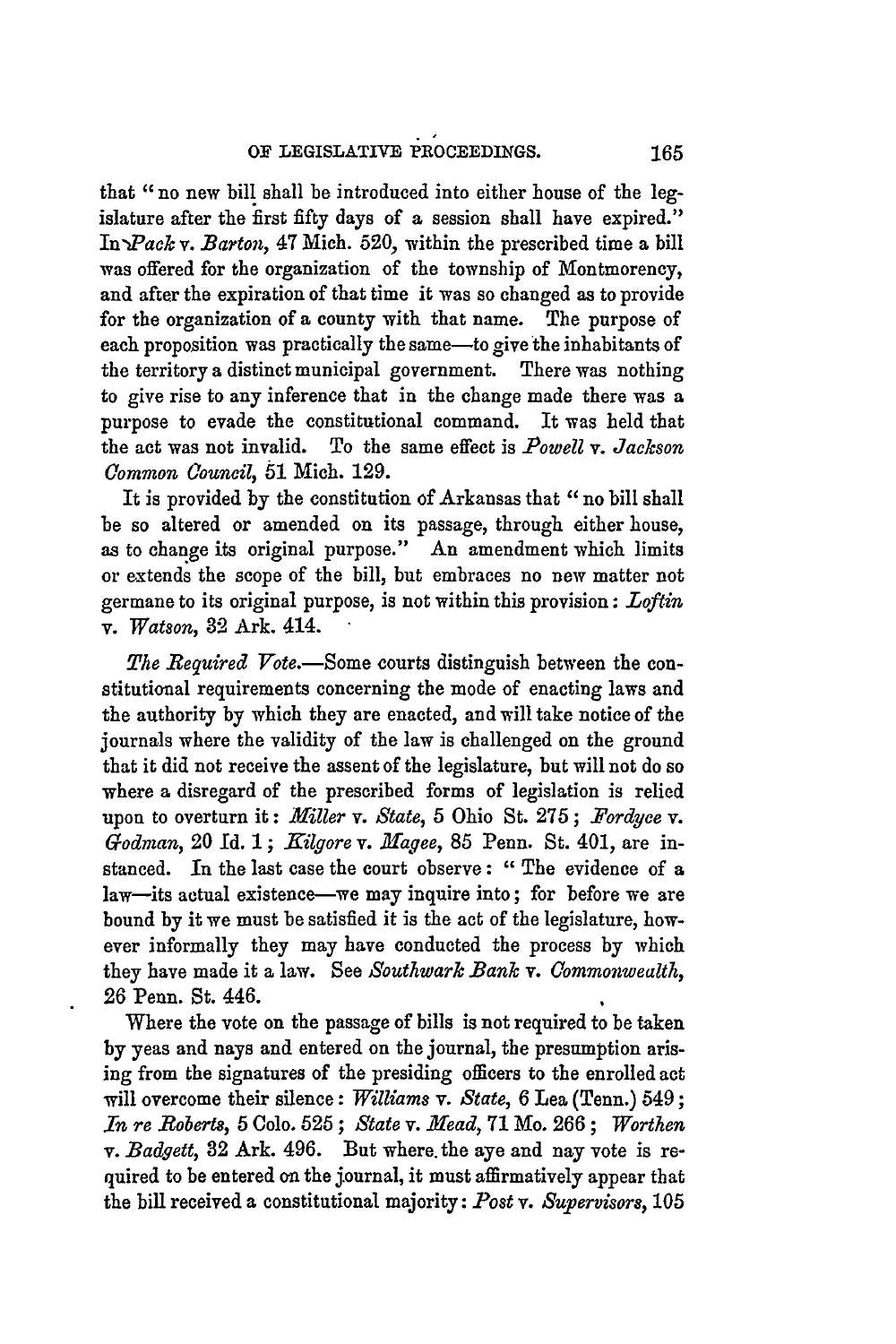that "no new bill shall be introduced into either house of the legislature after the first fifty days of a session shall have expired." In *Pack* v. *Barton*, 47 Mich. 520, within the prescribed time a bill was offered for the organization of the township of Montmorency, and after the expiration of that time it was so changed as to provide for the organization of a county with that name. The purpose of each proposition was practically the same—to give the inhabitants of the territory a distinct municipal government. There was nothing to give rise to any inference that in the change made there was a purpose to evade the constitutional command. It was held that the act was not invalid. To the same effect is *Powell* v. *Jackson Common Council*, 51 Mich. 129.

It is provided by the constitution of Arkansas that "no bill shall be so altered or amended on its passage, through either house, as to change its original purpose." An amendment which limits or extends the scope of the bill, but embraces no new matter not germane to its original purpose, is not within this provision: *Loftin* v. *Watson*, 32 Ark. 414.

*The Required Vote.*—Some courts distinguish between the constitutional requirements concerning the mode of enacting laws and the authority by which they are enacted, and will take notice of the journals where the validity of the law is challenged on the ground that it did not receive the assent of the legislature, but will not do so where a disregard of the prescribed forms of legislation is relied upon to overturn it: *Miller* v. *State*, 5 Ohio St. 275; *Fordyce* v. *Godman*, 20 Id. 1; *Kilgore* v. *Magee*, 85 Penn. St. 401, are instanced. In the last case the court observe: "The evidence of a law—its actual existence—we may inquire into; for before we are bound by it we must be satisfied it is the act of the legislature, however informally they may have conducted the process by which they have made it a law. See *Southwark Bank* v. *Commonwealth*, 26 Penn. St. 446.

Where the vote on the passage of bills is not required to be taken by yeas and nays and entered on the journal, the presumption arising from the signatures of the presiding officers to the enrolled act will overcome their silence: *Williams* v. *State*, 6 Lea (Tenn.) 549; *In re Roberts*, 5 Colo. 525; *State* v. *Mead*, 71 Mo. 266; *Worthen* v. *Badgett*, 32 Ark. 496. But where the aye and nay vote is required to be entered on the journal, it must affirmatively appear that the bill received a constitutional majority: *Post* v. *Supervisors*, 105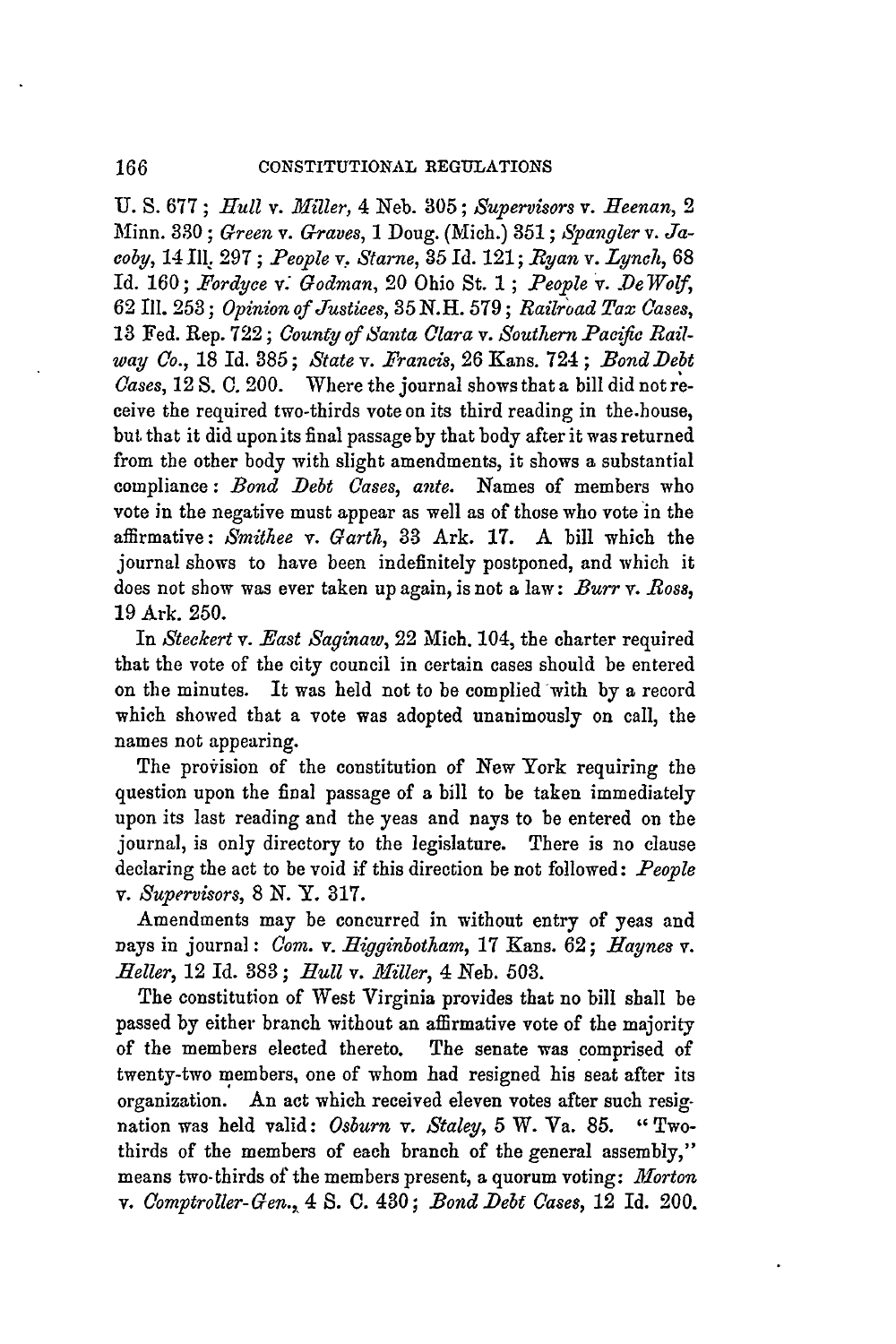U. S. 677; *Hull* v. *Miller*, 4 Neb. 305; *Supervisors* v. *Heenan*, 2 Minn. 330; *Green* v. *Graves*, 1 Doug. (Mich.) 351; *Spangler* v. *Jacoby*, 14 Ill. 297; *People* v. *Starne*, 35 Id. 121; *Ryan* v. *Lynch*, 68 Id. 160; *Fordyce* v. *Godman*, 20 Ohio St. 1; *People* v. *De Wolf*, 62 Ill. 253; *Opinion of Justices*, 35 N.H. 579; *Railroad Tax Cases*, 13 Fed. Rep. 722; *County of Santa Clara* v. *Southern Pacific Railway Co.*, 18 Id. 385; *State* v. *Francis*, 26 Kans. 724; *Bond Debt Cases*, 12 S. C. 200. Where the journal shows that a bill did not receive the required two-thirds vote on its third reading in the house, but that it did upon its final passage by that body after it was returned from the other body with slight amendments, it shows a substantial compliance: *Bond Debt Cases*, *ante*. Names of members who vote in the negative must appear as well as of those who vote in the affirmative: *Smithee* v. *Garth*, 33 Ark. 17. A bill which the journal shows to have been indefinitely postponed, and which it does not show was ever taken up again, is not a law: *Burr* v. *Ross*, 19 Ark. 250.

In *Steckert* v. *East Saginaw*, 22 Mich. 104, the charter required that the vote of the city council in certain cases should be entered on the minutes. It was held not to be complied with by a record which showed that a vote was adopted unanimously on call, the names not appearing.

The provision of the constitution of New York requiring the question upon the final passage of a bill to be taken immediately upon its last reading and the yeas and nays to be entered on the journal, is only directory to the legislature. There is no clause declaring the act to be void if this direction be not followed: *People* v. *Supervisors*, 8 N. Y. 317.

Amendments may be concurred in without entry of yeas and nays in journal: *Com.* v. *Higginbotham*, 17 Kans. 62; *Haynes* v. *Heller*, 12 Id. 383; *Hull* v. *Miller*, 4 Neb. 503.

The constitution of West Virginia provides that no bill shall be passed by either branch without an affirmative vote of the majority of the members elected thereto. The senate was comprised of twenty-two members, one of whom had resigned his seat after its organization. An act which received eleven votes after such resignation was held valid: *Osburn* v. *Staley*, 5 W. Va. 85. "Two-thirds of the members of each branch of the general assembly," means two-thirds of the members present, a quorum voting: *Morton* v. *Comptroller-Gen.*, 4 S. C. 430; *Bond Debt Cases*, 12 Id. 200.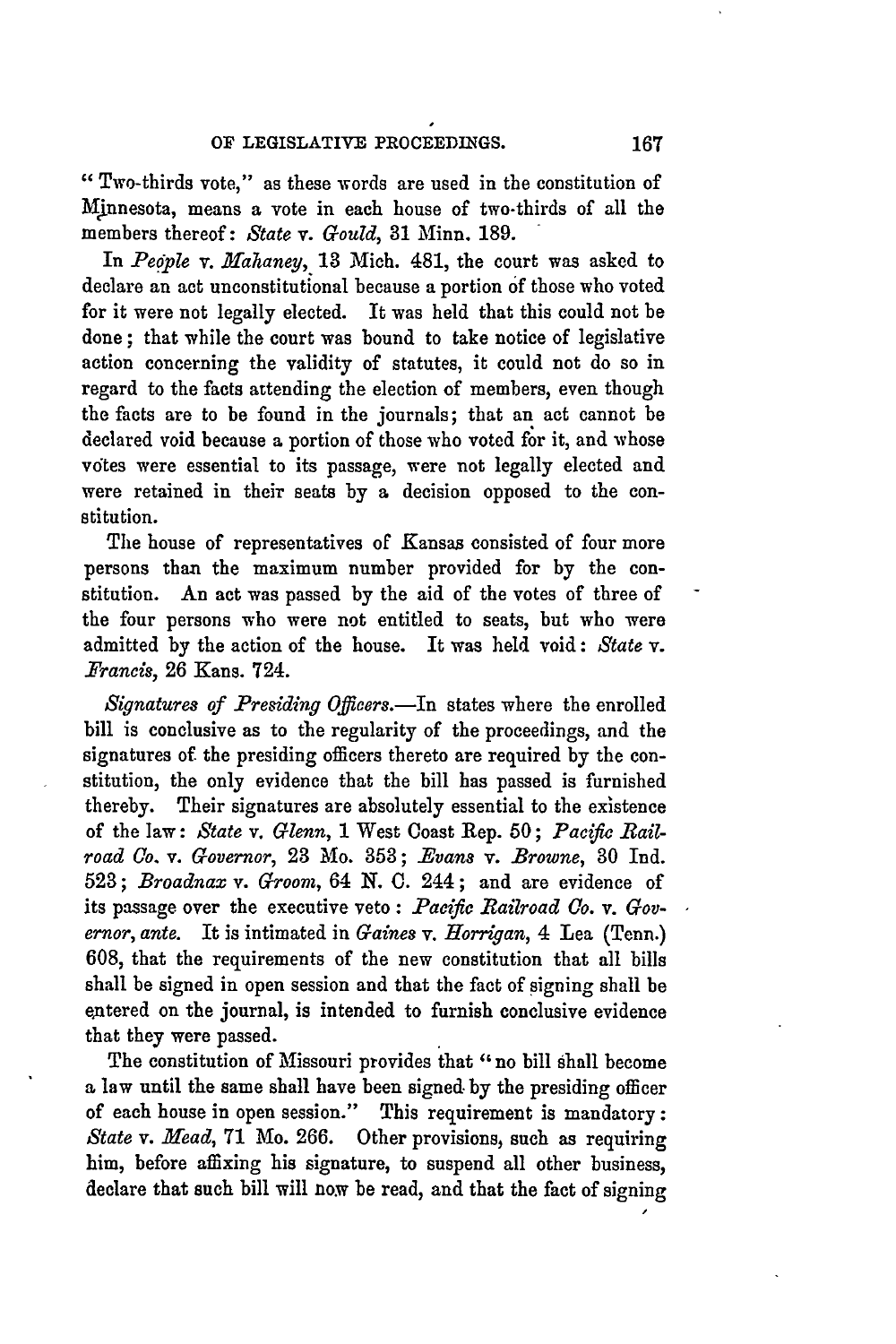"Two-thirds vote," as these words are used in the constitution of Minnesota, means a vote in each house of two-thirds of all the members thereof: *State* v. *Gould*, 31 Minn. 189.

In *People* v. *Mahaney*, 13 Mich. 481, the court was asked to declare an act unconstitutional because a portion of those who voted for it were not legally elected. It was held that this could not be done; that while the court was bound to take notice of legislative action concerning the validity of statutes, it could not do so in regard to the facts attending the election of members, even though the facts are to be found in the journals; that an act cannot be declared void because a portion of those who voted for it, and whose votes were essential to its passage, were not legally elected and were retained in their seats by a decision opposed to the constitution.

The house of representatives of Kansas consisted of four more persons than the maximum number provided for by the constitution. An act was passed by the aid of the votes of three of the four persons who were not entitled to seats, but who were admitted by the action of the house. It was held void: *State* v. *Francis*, 26 Kans. 724.

*Signatures of Presiding Officers.*—In states where the enrolled bill is conclusive as to the regularity of the proceedings, and the signatures of the presiding officers thereto are required by the constitution, the only evidence that the bill has passed is furnished thereby. Their signatures are absolutely essential to the existence of the law: *State* v. *Glenn*, 1 West Coast Rep. 50; *Pacific Railroad Co.* v. *Governor*, 23 Mo. 353; *Evans* v. *Browne*, 30 Ind. 523; *Broadnax* v. *Groom*, 64 N. C. 244; and are evidence of its passage over the executive veto: *Pacific Railroad Co.* v. *Governor*, *ante*. It is intimated in *Gaines* v. *Horrigan*, 4 Lea (Tenn.) 608, that the requirements of the new constitution that all bills shall be signed in open session and that the fact of signing shall be entered on the journal, is intended to furnish conclusive evidence that they were passed.

The constitution of Missouri provides that "no bill shall become a law until the same shall have been signed by the presiding officer of each house in open session." This requirement is mandatory: *State* v. *Mead*, 71 Mo. 266. Other provisions, such as requiring him, before affixing his signature, to suspend all other business, declare that such bill will now be read, and that the fact of signing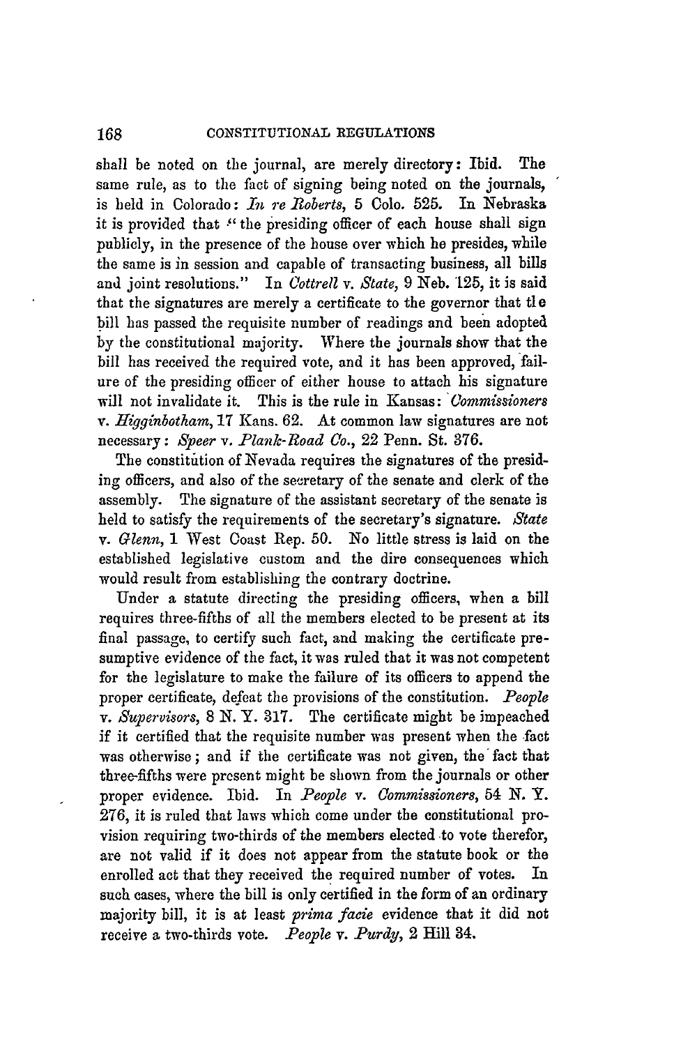shall be noted on the journal, are merely directory: Ibid. The same rule, as to the fact of signing being noted on the journals, is held in Colorado: *In re Roberts*, 5 Colo. 525. In Nebraska it is provided that "the presiding officer of each house shall sign publicly, in the presence of the house over which he presides, while the same is in session and capable of transacting business, all bills and joint resolutions." In *Cottrell* v. *State*, 9 Neb. 125, it is said that the signatures are merely a certificate to the governor that the bill has passed the requisite number of readings and been adopted by the constitutional majority. Where the journals show that the bill has received the required vote, and it has been approved, failure of the presiding officer of either house to attach his signature will not invalidate it. This is the rule in Kansas: *Commissioners* v. *Higginbotham*, 17 Kans. 62. At common law signatures are not necessary: *Speer* v. *Plank-Road Co.*, 22 Penn. St. 376.

The constitution of Nevada requires the signatures of the presiding officers, and also of the secretary of the senate and clerk of the assembly. The signature of the assistant secretary of the senate is held to satisfy the requirements of the secretary's signature. *State* v. *Glenn*, 1 West Coast Rep. 50. No little stress is laid on the established legislative custom and the dire consequences which would result from establishing the contrary doctrine.

Under a statute directing the presiding officers, when a bill requires three-fifths of all the members elected to be present at its final passage, to certify such fact, and making the certificate presumptive evidence of the fact, it was ruled that it was not competent for the legislature to make the failure of its officers to append the proper certificate, defeat the provisions of the constitution. *People* v. *Supervisors*, 8 N. Y. 317. The certificate might be impeached if it certified that the requisite number was present when the fact was otherwise; and if the certificate was not given, the fact that three-fifths were present might be shown from the journals or other proper evidence. Ibid. In *People* v. *Commissioners*, 54 N. Y. 276, it is ruled that laws which come under the constitutional provision requiring two-thirds of the members elected to vote therefor, are not valid if it does not appear from the statute book or the enrolled act that they received the required number of votes. In such cases, where the bill is only certified in the form of an ordinary majority bill, it is at least *prima facie* evidence that it did not receive a two-thirds vote. *People* v. *Purdy*, 2 Hill 34.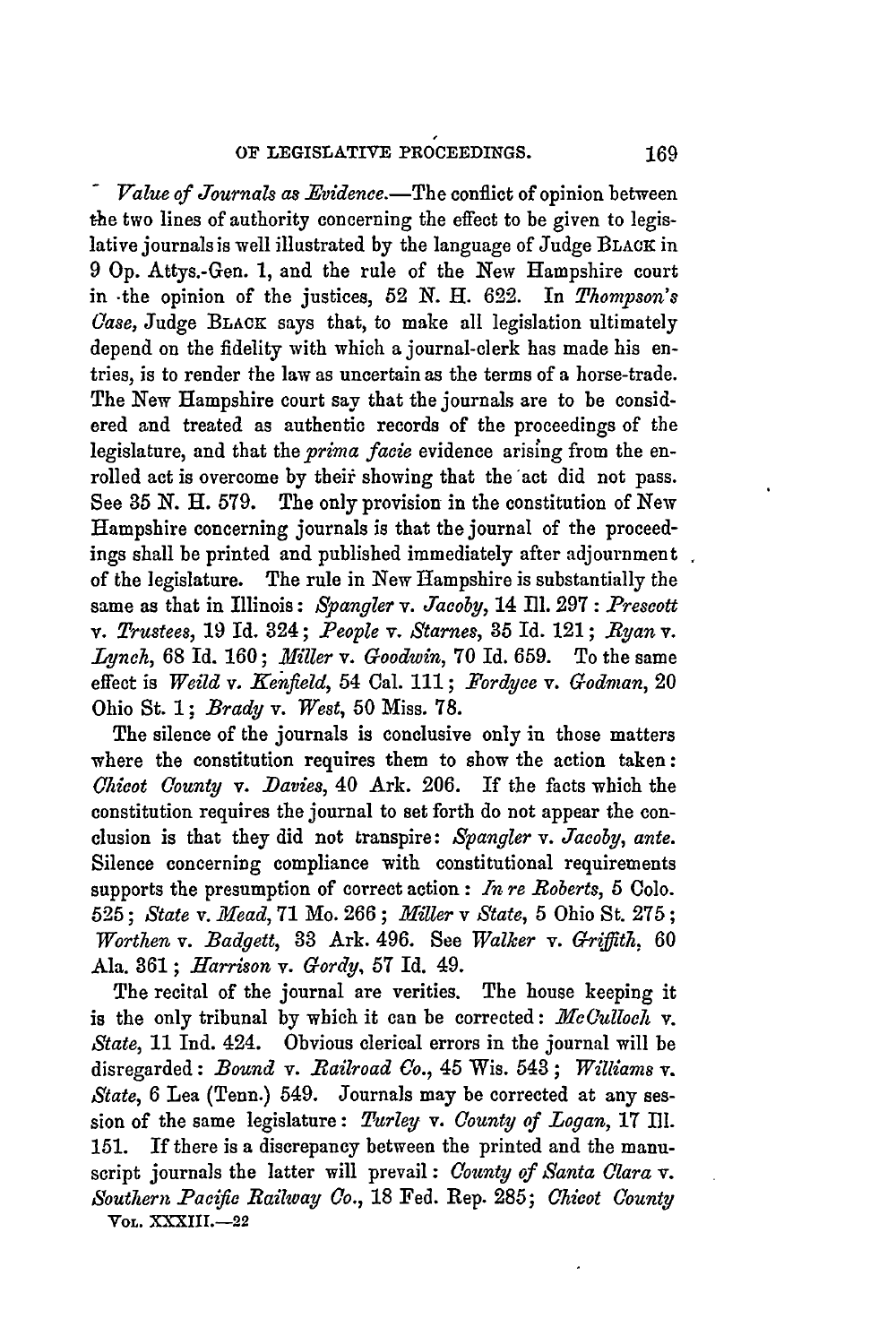*Value of Journals as Evidence.*—The conflict of opinion between the two lines of authority concerning the effect to be given to legislative journals is well illustrated by the language of Judge BLACK in 9 Op. Attys.-Gen. 1, and the rule of the New Hampshire court in the opinion of the justices, 52 N. H. 622. In *Thompson's Case*, Judge BLACK says that, to make all legislation ultimately depend on the fidelity with which a journal-clerk has made his entries, is to render the law as uncertain as the terms of a horse-trade. The New Hampshire court say that the journals are to be considered and treated as authentic records of the proceedings of the legislature, and that the *prima facie* evidence arising from the enrolled act is overcome by their showing that the act did not pass. See 35 N. H. 579. The only provision in the constitution of New Hampshire concerning journals is that the journal of the proceedings shall be printed and published immediately after adjournment of the legislature. The rule in New Hampshire is substantially the same as that in Illinois: *Spangler* v. *Jacoby*, 14 Ill. 297: *Prescott* v. *Trustees*, 19 Id. 324; *People* v. *Starnes*, 35 Id. 121; *Ryan* v. *Lynch*, 68 Id. 160; *Miller* v. *Goodwin*, 70 Id. 659. To the same effect is *Weild* v. *Kenfield*, 54 Cal. 111; *Fordyce* v. *Godman*, 20 Ohio St. 1; *Brady* v. *West*, 50 Miss. 78.

The silence of the journals is conclusive only in those matters where the constitution requires them to show the action taken: *Chicot County* v. *Davies*, 40 Ark. 206. If the facts which the constitution requires the journal to set forth do not appear the conclusion is that they did not transpire: *Spangler* v. *Jacoby*, *ante*. Silence concerning compliance with constitutional requirements supports the presumption of correct action: *In re Roberts*, 5 Colo. 525; *State* v. *Mead*, 71 Mo. 266; *Miller* v *State*, 5 Ohio St. 275; *Worthen* v. *Badgett*, 33 Ark. 496. See *Walker* v. *Griffith*, 60 Ala. 361; *Harrison* v. *Gordy*, 57 Id. 49.

The recital of the journal are verities. The house keeping it is the only tribunal by which it can be corrected: *McCulloch* v. *State*, 11 Ind. 424. Obvious clerical errors in the journal will be disregarded: *Bound* v. *Railroad Co.*, 45 Wis. 543; *Williams* v. *State*, 6 Lea (Tenn.) 549. Journals may be corrected at any session of the same legislature: *Turley* v. *County of Logan*, 17 Ill. 151. If there is a discrepancy between the printed and the manuscript journals the latter will prevail: *County of Santa Clara* v. *Southern Pacific Railway Co.*, 18 Fed. Rep. 285; *Chicot County*